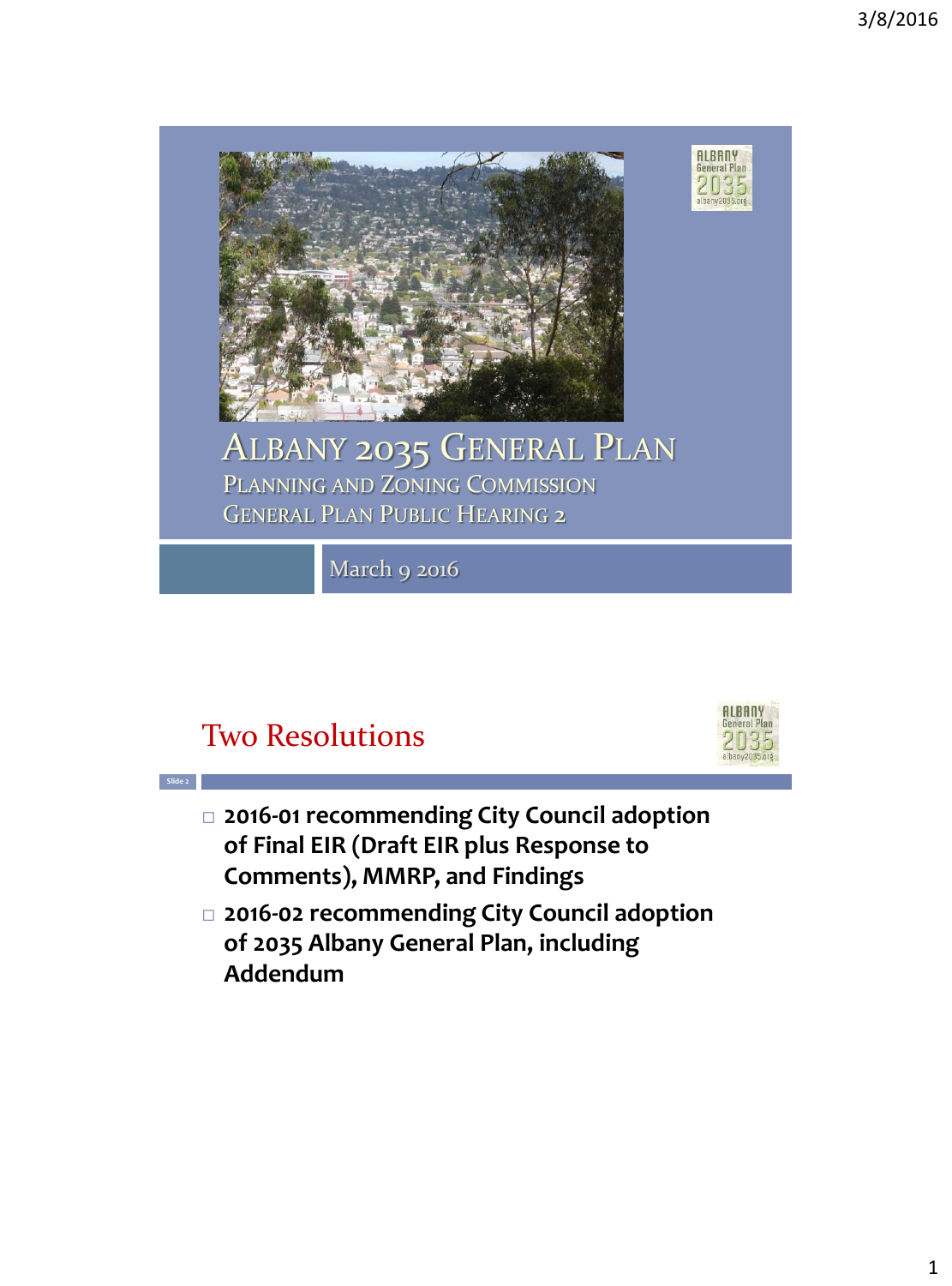# Albany 2035 General Plan

## Planning and Zoning Commission

## General Plan Public Hearing 2

March 9 2016

---

## Two Resolutions

- **2016-01 recommending City Council adoption of Final EIR (Draft EIR plus Response to Comments), MMRP, and Findings**
- **2016-02 recommending City Council adoption of 2035 Albany General Plan, including Addendum**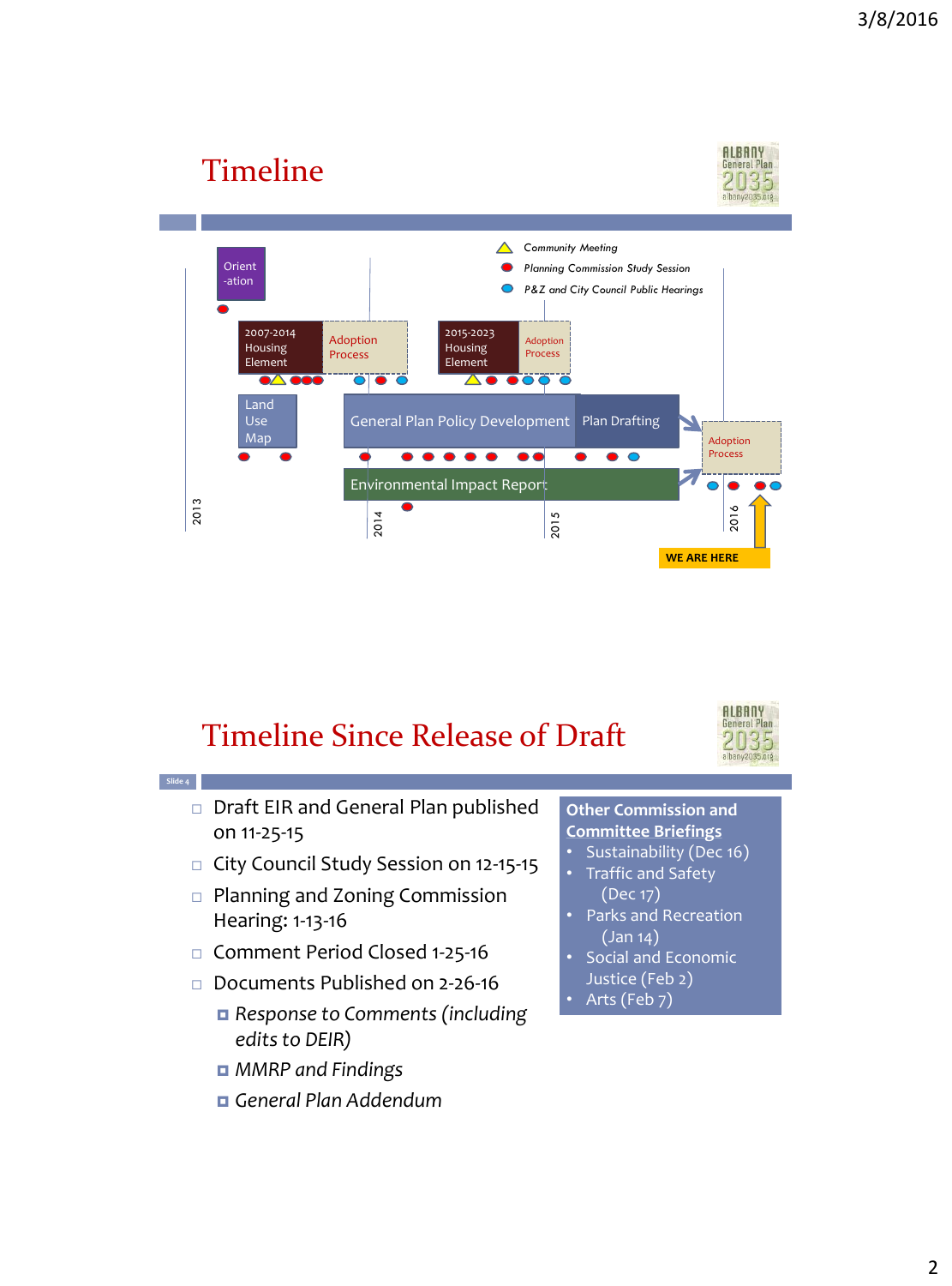# Timeline

Community Meeting

Planning Commission Study Session

P&Z and City Council Public Hearings

Orient-ation

2007-2014 Housing Element

Adoption Process

2015-2023 Housing Element

Adoption Process

Land Use Map

General Plan Policy Development

Plan Drafting

Adoption Process

Environmental Impact Report

2013

2014

2015

2016

WE ARE HERE

# Timeline Since Release of Draft

- Draft EIR and General Plan published on 11-25-15
- City Council Study Session on 12-15-15
- Planning and Zoning Commission Hearing: 1-13-16
- Comment Period Closed 1-25-16
- Documents Published on 2-26-16
  - *Response to Comments (including edits to DEIR)*
  - *MMRP and Findings*
  - *General Plan Addendum*

**Other Commission and Committee Briefings**

- Sustainability (Dec 16)
- Traffic and Safety (Dec 17)
- Parks and Recreation (Jan 14)
- Social and Economic Justice (Feb 2)
- Arts (Feb 7)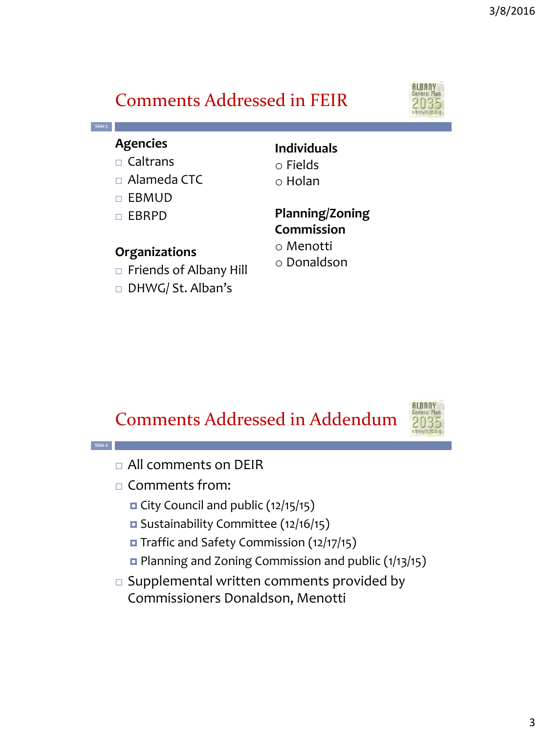## Comments Addressed in FEIR

**Agencies**
- Caltrans
- Alameda CTC
- EBMUD
- EBRPD

**Organizations**
- Friends of Albany Hill
- DHWG/ St. Alban's

**Individuals**
- Fields
- Holan

**Planning/Zoning Commission**
- Menotti
- Donaldson

## Comments Addressed in Addendum

- All comments on DEIR
- Comments from:
  - City Council and public (12/15/15)
  - Sustainability Committee (12/16/15)
  - Traffic and Safety Commission (12/17/15)
  - Planning and Zoning Commission and public (1/13/15)
- Supplemental written comments provided by Commissioners Donaldson, Menotti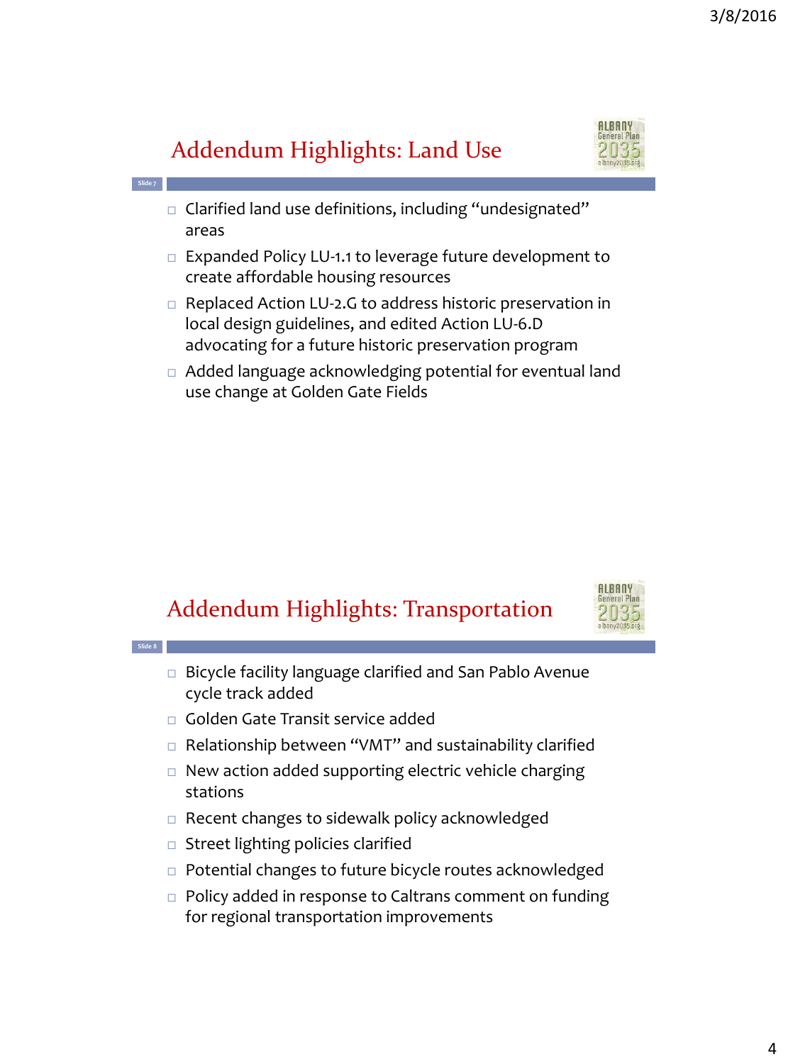## Addendum Highlights: Land Use

- Clarified land use definitions, including "undesignated" areas
- Expanded Policy LU-1.1 to leverage future development to create affordable housing resources
- Replaced Action LU-2.G to address historic preservation in local design guidelines, and edited Action LU-6.D advocating for a future historic preservation program
- Added language acknowledging potential for eventual land use change at Golden Gate Fields

## Addendum Highlights: Transportation

- Bicycle facility language clarified and San Pablo Avenue cycle track added
- Golden Gate Transit service added
- Relationship between "VMT" and sustainability clarified
- New action added supporting electric vehicle charging stations
- Recent changes to sidewalk policy acknowledged
- Street lighting policies clarified
- Potential changes to future bicycle routes acknowledged
- Policy added in response to Caltrans comment on funding for regional transportation improvements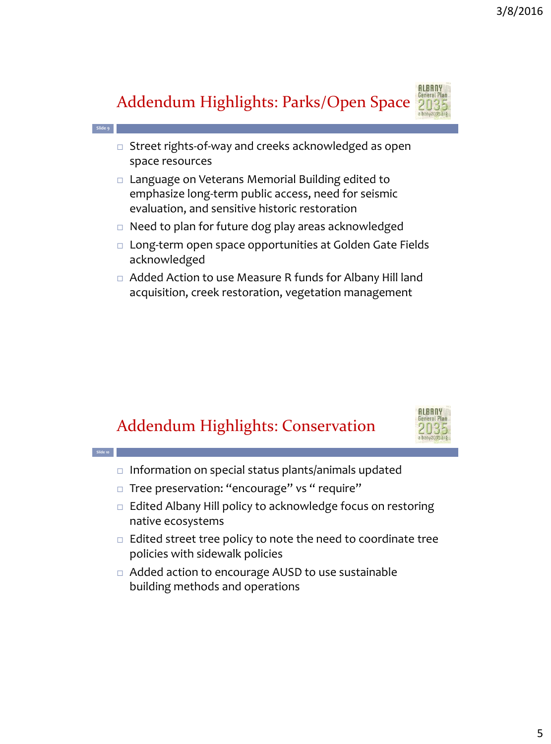## Addendum Highlights: Parks/Open Space

- Street rights-of-way and creeks acknowledged as open space resources
- Language on Veterans Memorial Building edited to emphasize long-term public access, need for seismic evaluation, and sensitive historic restoration
- Need to plan for future dog play areas acknowledged
- Long-term open space opportunities at Golden Gate Fields acknowledged
- Added Action to use Measure R funds for Albany Hill land acquisition, creek restoration, vegetation management

## Addendum Highlights: Conservation

- Information on special status plants/animals updated
- Tree preservation: "encourage" vs " require"
- Edited Albany Hill policy to acknowledge focus on restoring native ecosystems
- Edited street tree policy to note the need to coordinate tree policies with sidewalk policies
- Added action to encourage AUSD to use sustainable building methods and operations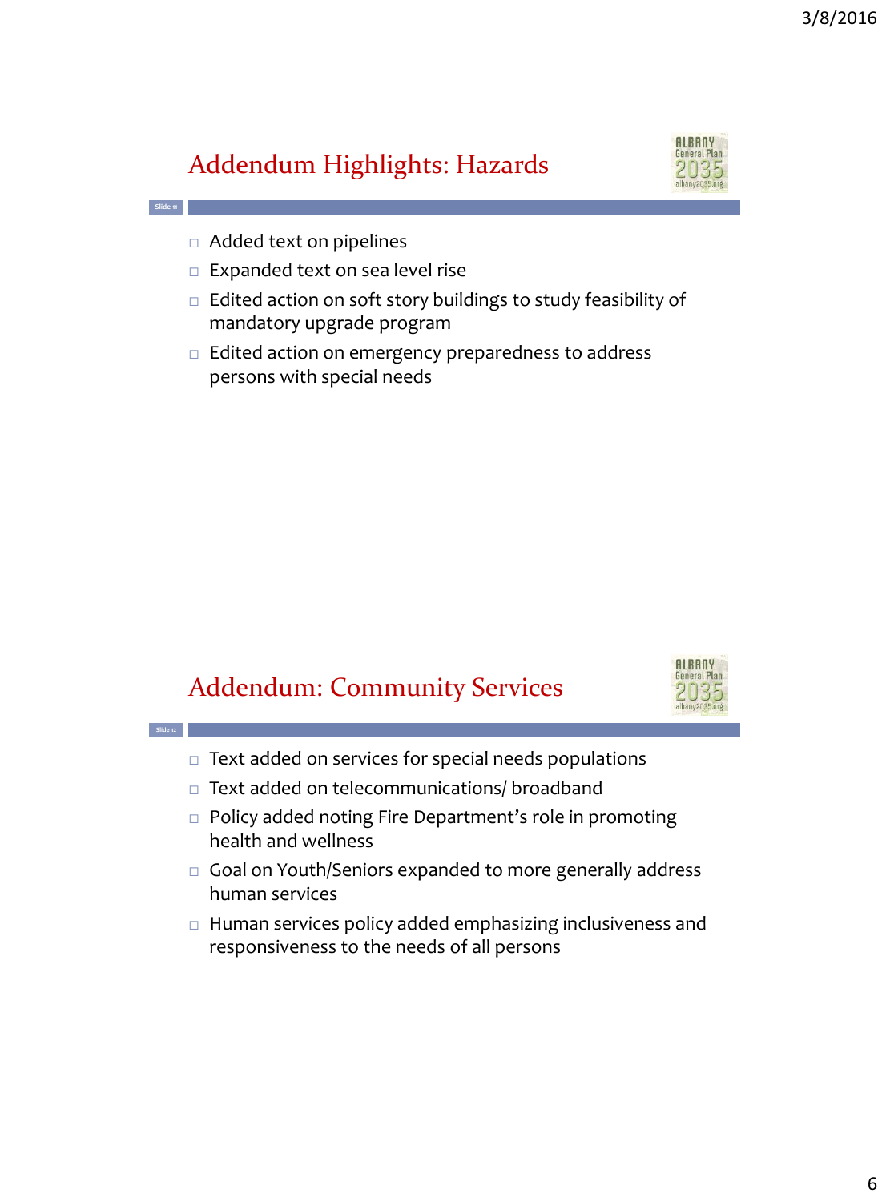## Addendum Highlights: Hazards

- Added text on pipelines
- Expanded text on sea level rise
- Edited action on soft story buildings to study feasibility of mandatory upgrade program
- Edited action on emergency preparedness to address persons with special needs

## Addendum: Community Services

- Text added on services for special needs populations
- Text added on telecommunications/ broadband
- Policy added noting Fire Department's role in promoting health and wellness
- Goal on Youth/Seniors expanded to more generally address human services
- Human services policy added emphasizing inclusiveness and responsiveness to the needs of all persons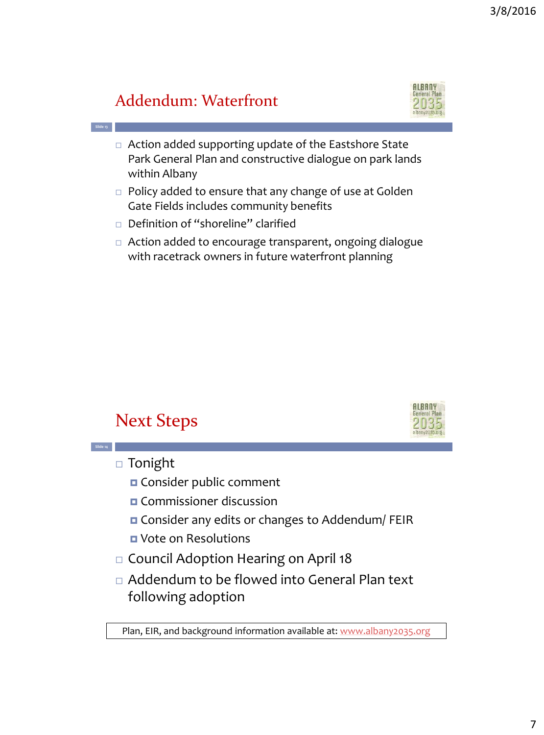## Addendum: Waterfront

- Action added supporting update of the Eastshore State Park General Plan and constructive dialogue on park lands within Albany
- Policy added to ensure that any change of use at Golden Gate Fields includes community benefits
- Definition of "shoreline" clarified
- Action added to encourage transparent, ongoing dialogue with racetrack owners in future waterfront planning

## Next Steps

- Tonight
  - Consider public comment
  - Commissioner discussion
  - Consider any edits or changes to Addendum/ FEIR
  - Vote on Resolutions
- Council Adoption Hearing on April 18
- Addendum to be flowed into General Plan text following adoption

Plan, EIR, and background information available at: www.albany2035.org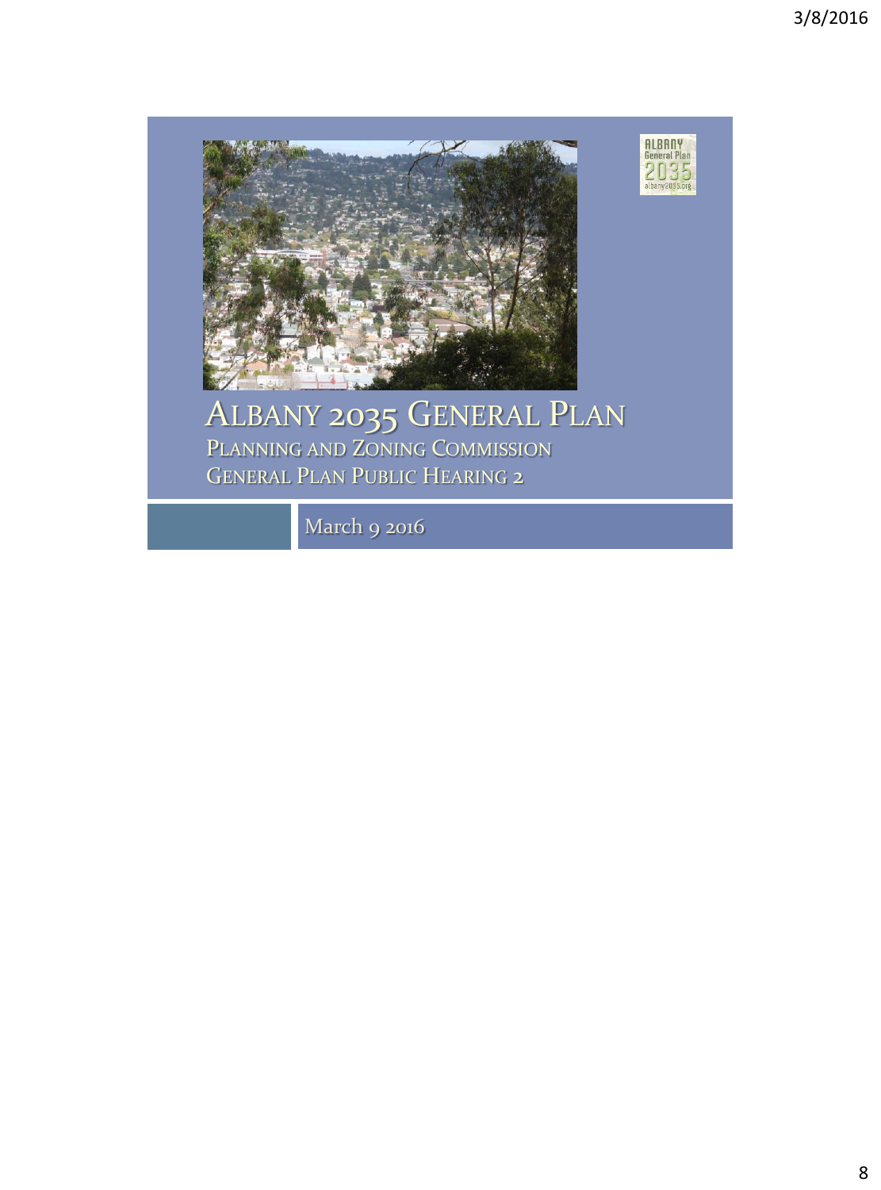# Albany 2035 General Plan

## Planning and Zoning Commission
## General Plan Public Hearing 2

March 9 2016